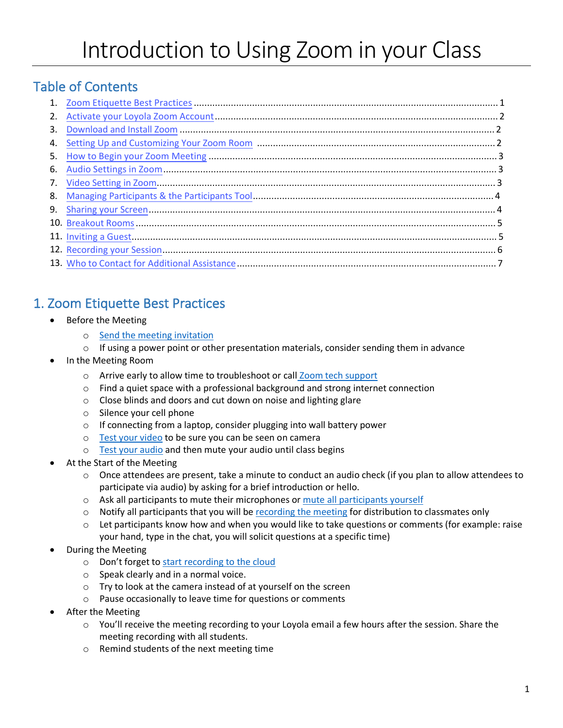# Introduction to Using Zoom in your Class

## Table of Contents

1. Zoom Etiquette Best Practices ........................................ 1
2. Activate your Loyola Zoom Account ........................................ 2
3. Download and Install Zoom ........................................ 2
4. Setting Up and Customizing Your Zoom Room ........................................ 2
5. How to Begin your Zoom Meeting ........................................ 3
6. Audio Settings in Zoom ........................................ 3
7. Video Setting in Zoom ........................................ 3
8. Managing Participants & the Participants Tool ........................................ 4
9. Sharing your Screen ........................................ 4
10. Breakout Rooms ........................................ 5
11. Inviting a Guest ........................................ 5
12. Recording your Session ........................................ 6
13. Who to Contact for Additional Assistance ........................................ 7

## 1. Zoom Etiquette Best Practices

- Before the Meeting
  - Send the meeting invitation
  - If using a power point or other presentation materials, consider sending them in advance
- In the Meeting Room
  - Arrive early to allow time to troubleshoot or call Zoom tech support
  - Find a quiet space with a professional background and strong internet connection
  - Close blinds and doors and cut down on noise and lighting glare
  - Silence your cell phone
  - If connecting from a laptop, consider plugging into wall battery power
  - Test your video to be sure you can be seen on camera
  - Test your audio and then mute your audio until class begins
- At the Start of the Meeting
  - Once attendees are present, take a minute to conduct an audio check (if you plan to allow attendees to participate via audio) by asking for a brief introduction or hello.
  - Ask all participants to mute their microphones or mute all participants yourself
  - Notify all participants that you will be recording the meeting for distribution to classmates only
  - Let participants know how and when you would like to take questions or comments (for example: raise your hand, type in the chat, you will solicit questions at a specific time)
- During the Meeting
  - Don't forget to start recording to the cloud
  - Speak clearly and in a normal voice.
  - Try to look at the camera instead of at yourself on the screen
  - Pause occasionally to leave time for questions or comments
- After the Meeting
  - You'll receive the meeting recording to your Loyola email a few hours after the session. Share the meeting recording with all students.
  - Remind students of the next meeting time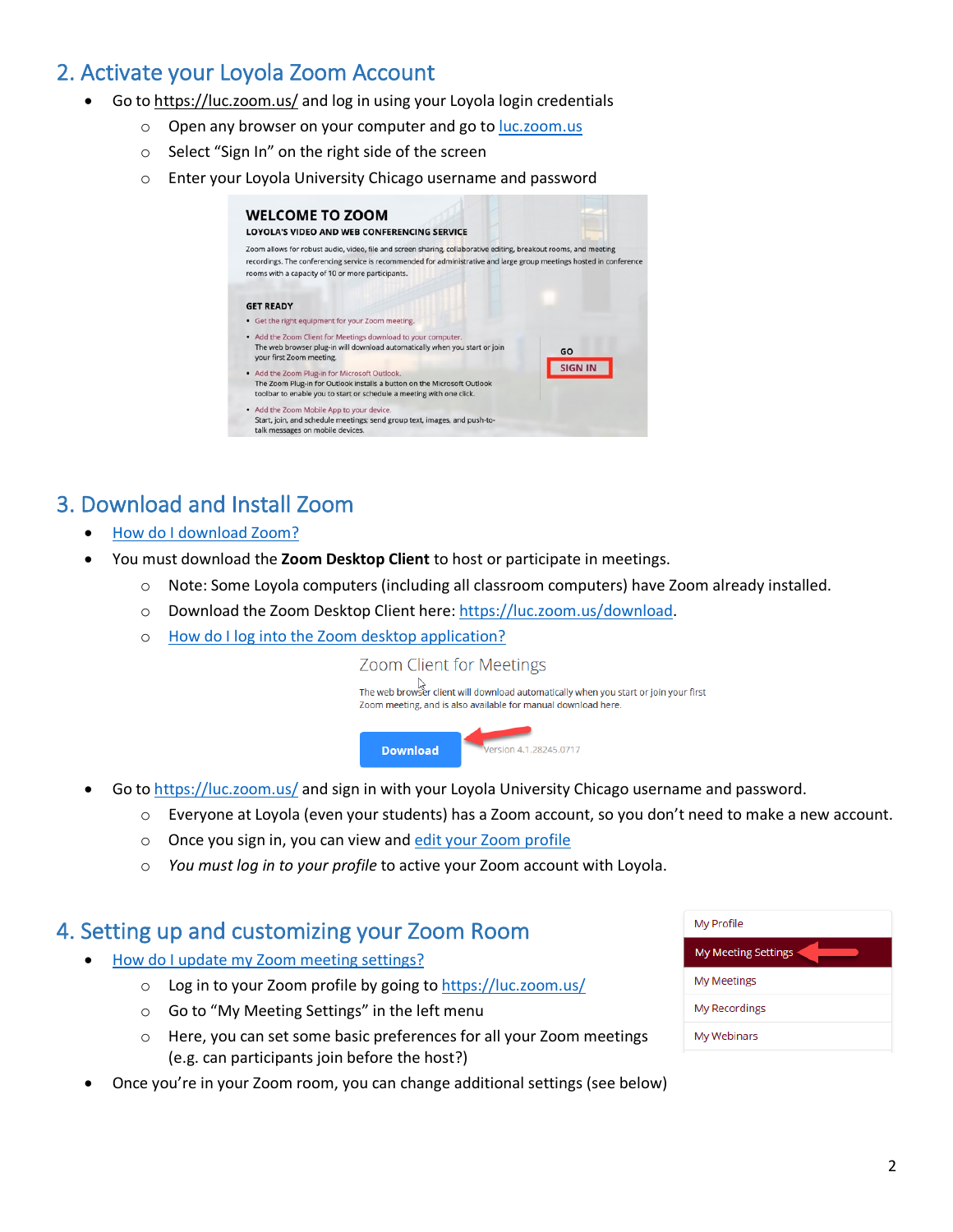## 2. Activate your Loyola Zoom Account

- Go to https://luc.zoom.us/ and log in using your Loyola login credentials
  - Open any browser on your computer and go to luc.zoom.us
  - Select "Sign In" on the right side of the screen
  - Enter your Loyola University Chicago username and password

## 3. Download and Install Zoom

- How do I download Zoom?
- You must download the **Zoom Desktop Client** to host or participate in meetings.
  - Note: Some Loyola computers (including all classroom computers) have Zoom already installed.
  - Download the Zoom Desktop Client here: https://luc.zoom.us/download.
  - How do I log into the Zoom desktop application?
- Go to https://luc.zoom.us/ and sign in with your Loyola University Chicago username and password.
  - Everyone at Loyola (even your students) has a Zoom account, so you don't need to make a new account.
  - Once you sign in, you can view and edit your Zoom profile
  - *You must log in to your profile* to active your Zoom account with Loyola.

## 4. Setting up and customizing your Zoom Room

- How do I update my Zoom meeting settings?
  - Log in to your Zoom profile by going to https://luc.zoom.us/
  - Go to "My Meeting Settings" in the left menu
  - Here, you can set some basic preferences for all your Zoom meetings (e.g. can participants join before the host?)
- Once you're in your Zoom room, you can change additional settings (see below)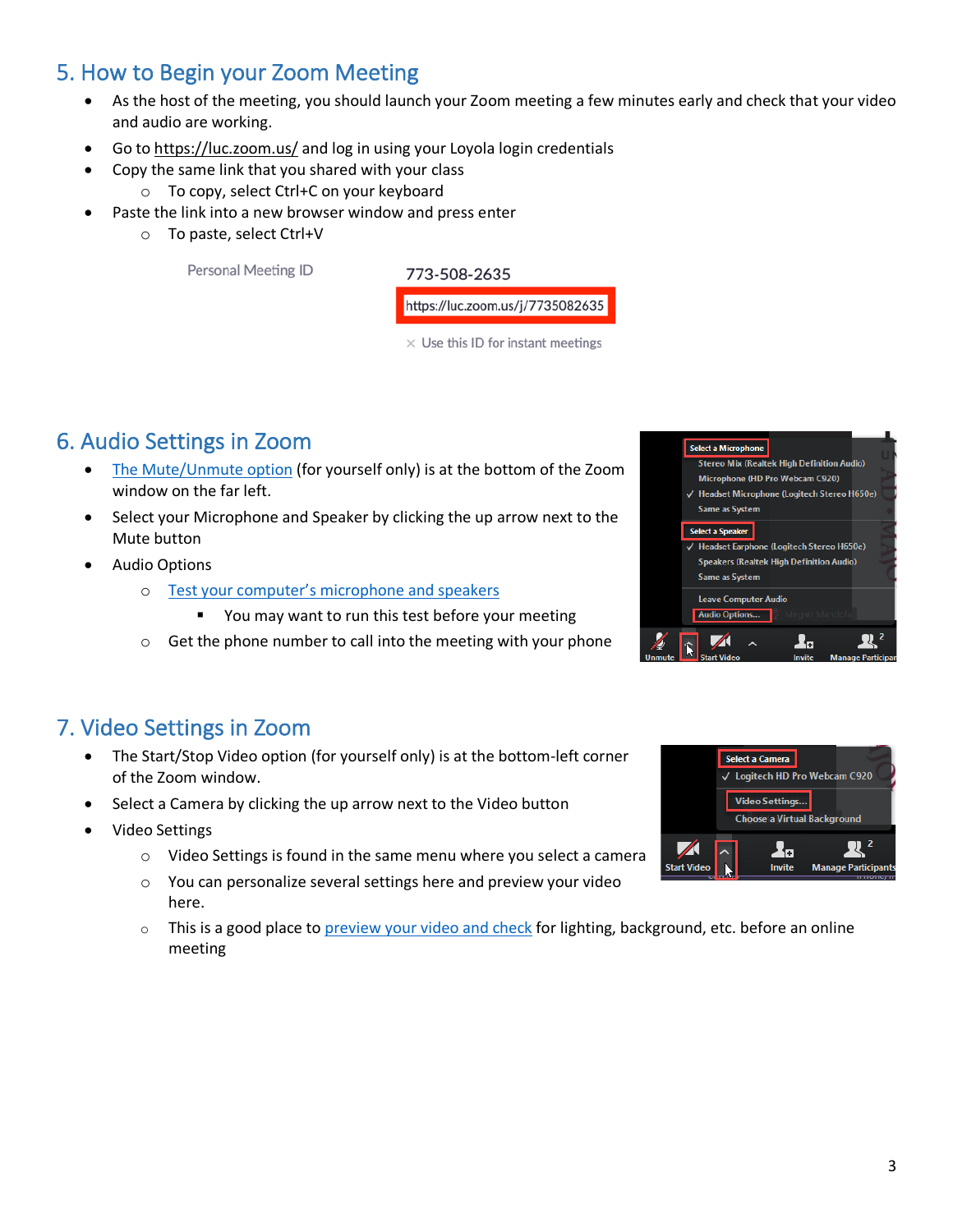## 5. How to Begin your Zoom Meeting

- As the host of the meeting, you should launch your Zoom meeting a few minutes early and check that your video and audio are working.
- Go to https://luc.zoom.us/ and log in using your Loyola login credentials
- Copy the same link that you shared with your class
  - To copy, select Ctrl+C on your keyboard
- Paste the link into a new browser window and press enter
  - To paste, select Ctrl+V

Personal Meeting ID 773-508-2635

https://luc.zoom.us/j/7735082635

× Use this ID for instant meetings

## 6. Audio Settings in Zoom

- The Mute/Unmute option (for yourself only) is at the bottom of the Zoom window on the far left.
- Select your Microphone and Speaker by clicking the up arrow next to the Mute button
- Audio Options
  - Test your computer's microphone and speakers
    - You may want to run this test before your meeting
  - Get the phone number to call into the meeting with your phone

## 7. Video Settings in Zoom

- The Start/Stop Video option (for yourself only) is at the bottom-left corner of the Zoom window.
- Select a Camera by clicking the up arrow next to the Video button
- Video Settings
  - Video Settings is found in the same menu where you select a camera
  - You can personalize several settings here and preview your video here.
  - This is a good place to preview your video and check for lighting, background, etc. before an online meeting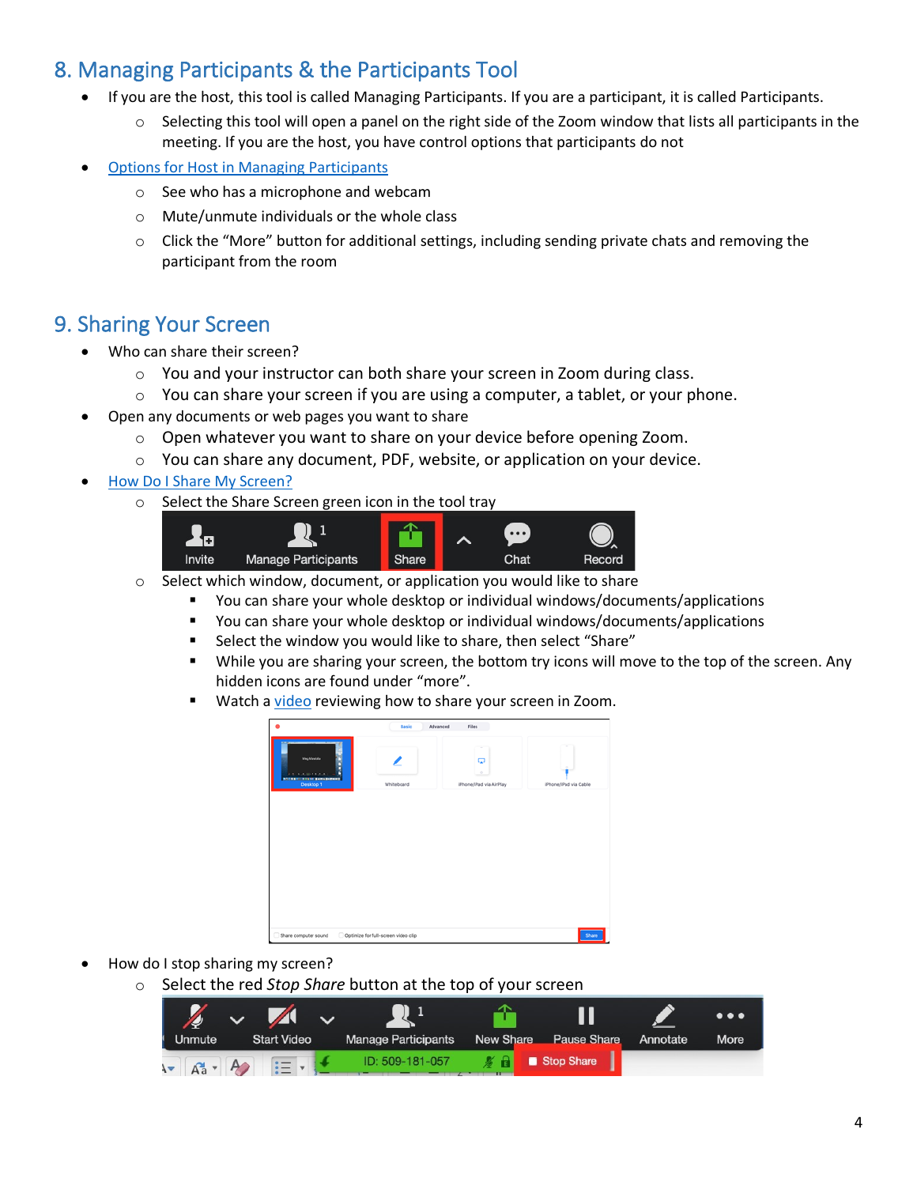## 8. Managing Participants & the Participants Tool

- If you are the host, this tool is called Managing Participants. If you are a participant, it is called Participants.
  - Selecting this tool will open a panel on the right side of the Zoom window that lists all participants in the meeting. If you are the host, you have control options that participants do not
- Options for Host in Managing Participants
  - See who has a microphone and webcam
  - Mute/unmute individuals or the whole class
  - Click the "More" button for additional settings, including sending private chats and removing the participant from the room

## 9. Sharing Your Screen

- Who can share their screen?
  - You and your instructor can both share your screen in Zoom during class.
  - You can share your screen if you are using a computer, a tablet, or your phone.
- Open any documents or web pages you want to share
  - Open whatever you want to share on your device before opening Zoom.
  - You can share any document, PDF, website, or application on your device.
- How Do I Share My Screen?
  - Select the Share Screen green icon in the tool tray
  - Select which window, document, or application you would like to share
    - You can share your whole desktop or individual windows/documents/applications
    - You can share your whole desktop or individual windows/documents/applications
    - Select the window you would like to share, then select "Share"
    - While you are sharing your screen, the bottom try icons will move to the top of the screen. Any hidden icons are found under "more".
    - Watch a video reviewing how to share your screen in Zoom.
- How do I stop sharing my screen?
  - Select the red *Stop Share* button at the top of your screen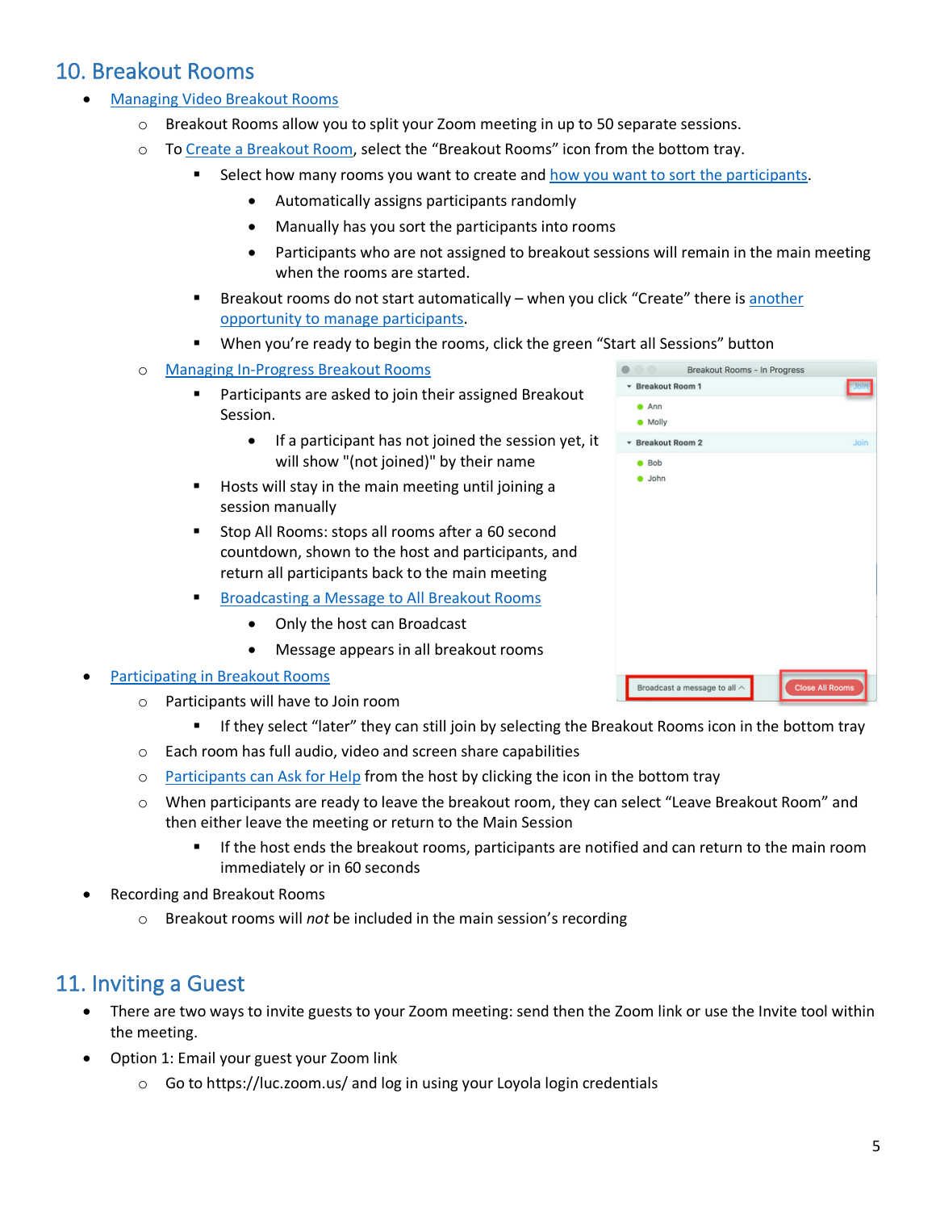## 10. Breakout Rooms

- Managing Video Breakout Rooms
  - Breakout Rooms allow you to split your Zoom meeting in up to 50 separate sessions.
  - To Create a Breakout Room, select the "Breakout Rooms" icon from the bottom tray.
    - Select how many rooms you want to create and how you want to sort the participants.
      - Automatically assigns participants randomly
      - Manually has you sort the participants into rooms
      - Participants who are not assigned to breakout sessions will remain in the main meeting when the rooms are started.
    - Breakout rooms do not start automatically – when you click "Create" there is another opportunity to manage participants.
    - When you're ready to begin the rooms, click the green "Start all Sessions" button
  - Managing In-Progress Breakout Rooms
    - Participants are asked to join their assigned Breakout Session.
      - If a participant has not joined the session yet, it will show "(not joined)" by their name
    - Hosts will stay in the main meeting until joining a session manually
    - Stop All Rooms: stops all rooms after a 60 second countdown, shown to the host and participants, and return all participants back to the main meeting
    - Broadcasting a Message to All Breakout Rooms
      - Only the host can Broadcast
      - Message appears in all breakout rooms
- Participating in Breakout Rooms
  - Participants will have to Join room
    - If they select "later" they can still join by selecting the Breakout Rooms icon in the bottom tray
  - Each room has full audio, video and screen share capabilities
  - Participants can Ask for Help from the host by clicking the icon in the bottom tray
  - When participants are ready to leave the breakout room, they can select "Leave Breakout Room" and then either leave the meeting or return to the Main Session
    - If the host ends the breakout rooms, participants are notified and can return to the main room immediately or in 60 seconds
- Recording and Breakout Rooms
  - Breakout rooms will *not* be included in the main session's recording

## 11. Inviting a Guest

- There are two ways to invite guests to your Zoom meeting: send then the Zoom link or use the Invite tool within the meeting.
- Option 1: Email your guest your Zoom link
  - Go to https://luc.zoom.us/ and log in using your Loyola login credentials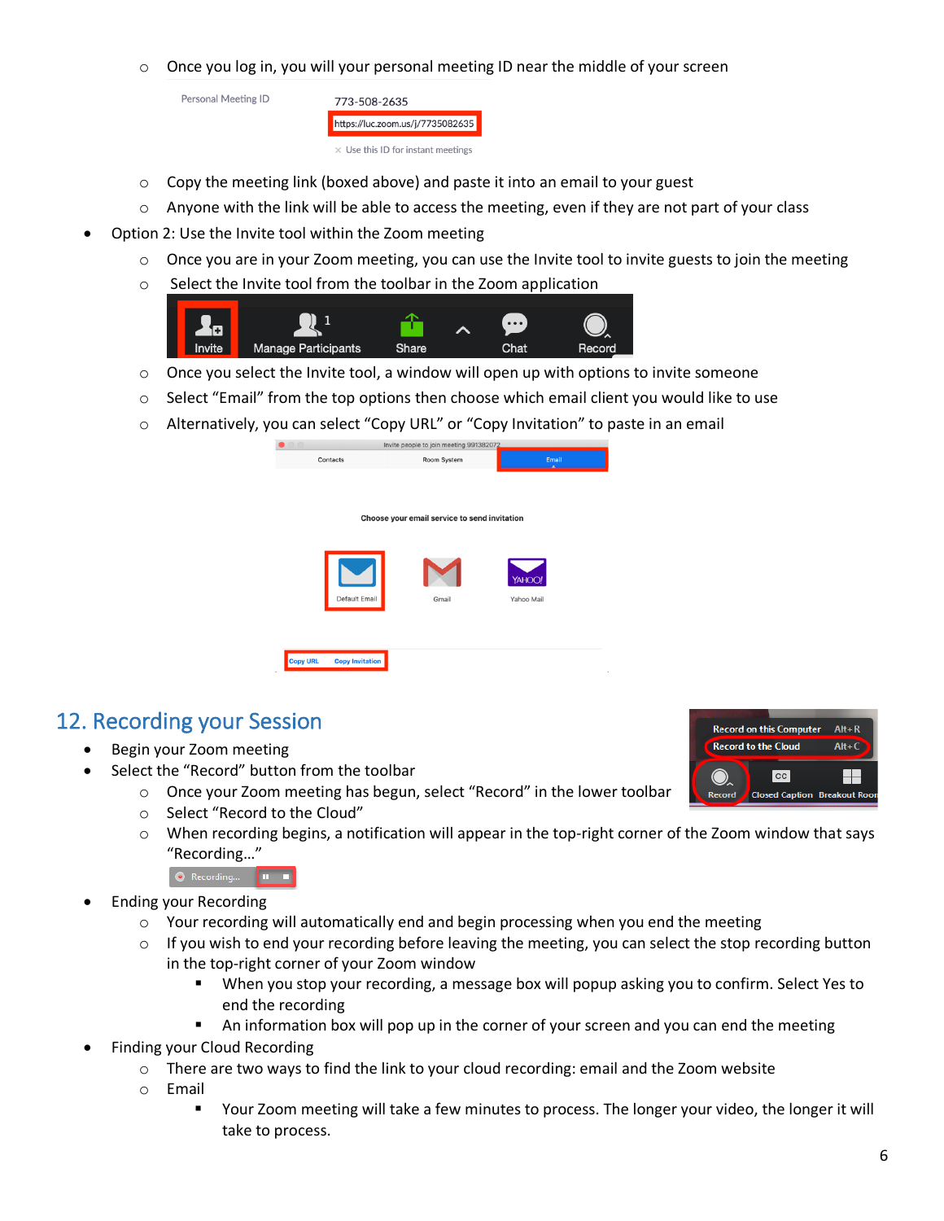- Once you log in, you will your personal meeting ID near the middle of your screen
- Copy the meeting link (boxed above) and paste it into an email to your guest
- Anyone with the link will be able to access the meeting, even if they are not part of your class

- Option 2: Use the Invite tool within the Zoom meeting
  - Once you are in your Zoom meeting, you can use the Invite tool to invite guests to join the meeting
  - Select the Invite tool from the toolbar in the Zoom application
  - Once you select the Invite tool, a window will open up with options to invite someone
  - Select "Email" from the top options then choose which email client you would like to use
  - Alternatively, you can select "Copy URL" or "Copy Invitation" to paste in an email

## 12. Recording your Session

- Begin your Zoom meeting
- Select the "Record" button from the toolbar
  - Once your Zoom meeting has begun, select "Record" in the lower toolbar
  - Select "Record to the Cloud"
  - When recording begins, a notification will appear in the top-right corner of the Zoom window that says "Recording…"
- Ending your Recording
  - Your recording will automatically end and begin processing when you end the meeting
  - If you wish to end your recording before leaving the meeting, you can select the stop recording button in the top-right corner of your Zoom window
    - When you stop your recording, a message box will popup asking you to confirm. Select Yes to end the recording
    - An information box will pop up in the corner of your screen and you can end the meeting
- Finding your Cloud Recording
  - There are two ways to find the link to your cloud recording: email and the Zoom website
  - Email
    - Your Zoom meeting will take a few minutes to process. The longer your video, the longer it will take to process.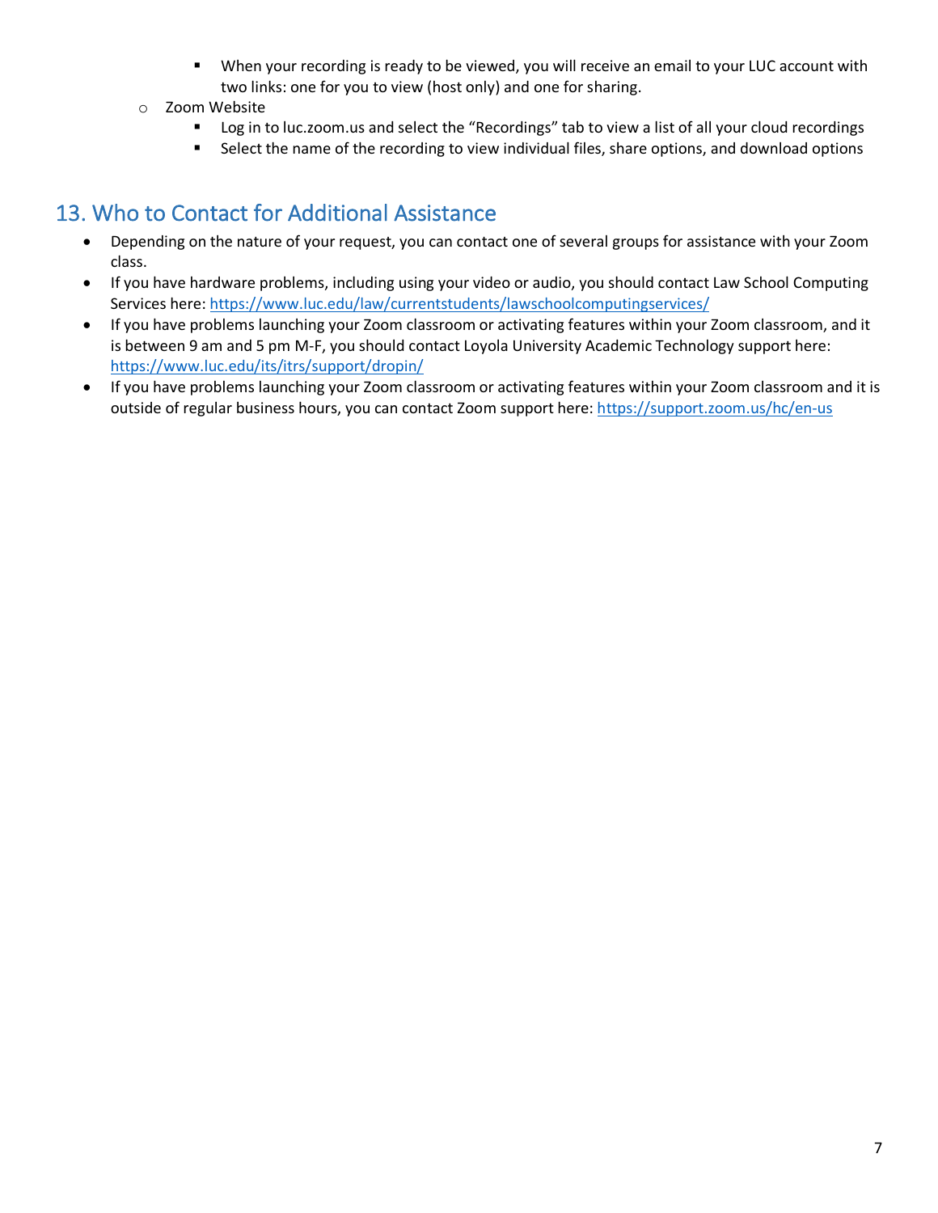- When your recording is ready to be viewed, you will receive an email to your LUC account with two links: one for you to view (host only) and one for sharing.
    - Zoom Website
        - Log in to luc.zoom.us and select the "Recordings" tab to view a list of all your cloud recordings
        - Select the name of the recording to view individual files, share options, and download options

## 13. Who to Contact for Additional Assistance

- Depending on the nature of your request, you can contact one of several groups for assistance with your Zoom class.
- If you have hardware problems, including using your video or audio, you should contact Law School Computing Services here: https://www.luc.edu/law/currentstudents/lawschoolcomputingservices/
- If you have problems launching your Zoom classroom or activating features within your Zoom classroom, and it is between 9 am and 5 pm M-F, you should contact Loyola University Academic Technology support here: https://www.luc.edu/its/itrs/support/dropin/
- If you have problems launching your Zoom classroom or activating features within your Zoom classroom and it is outside of regular business hours, you can contact Zoom support here: https://support.zoom.us/hc/en-us